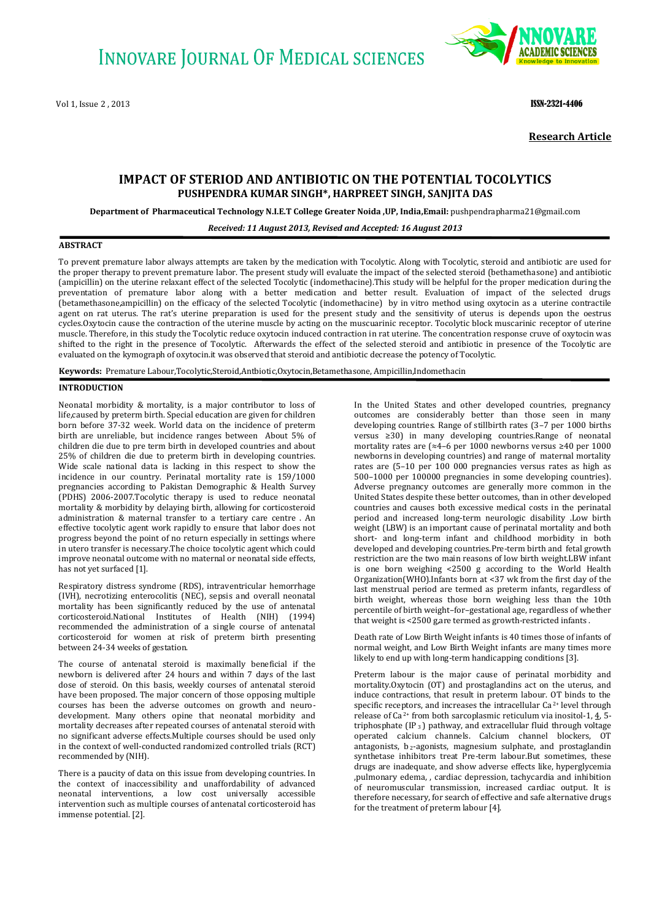**Research Article**

# IMPACT OF STERIOD AND ANTIBIOTIC ON THE POTENTIAL TOCOLYTICS

**PUSHPENDRA KUMAR SINGH*, HARPREET SINGH, SANJITA DAS**

**Department of Pharmaceutical Technology N.I.E.T College Greater Noida ,UP, India,Email:** pushpendrapharma21@gmail.com

***Received: 11 August 2013, Revised and Accepted: 16 August 2013***

## ABSTRACT

To prevent premature labor always attempts are taken by the medication with Tocolytic. Along with Tocolytic, steroid and antibiotic are used for the proper therapy to prevent premature labor. The present study will evaluate the impact of the selected steroid (bethamethasone) and antibiotic (ampicillin) on the uterine relaxant effect of the selected Tocolytic (indomethacine).This study will be helpful for the proper medication during the preventation of premature labor along with a better medication and better result. Evaluation of impact of the selected drugs (betamethasone,ampicillin) on the efficacy of the selected Tocolytic (indomethacine) by in vitro method using oxytocin as a uterine contractile agent on rat uterus. The rat's uterine preparation is used for the present study and the sensitivity of uterus is depends upon the oestrus cycles.Oxytocin cause the contraction of the uterine muscle by acting on the muscuarinic receptor. Tocolytic block muscarinic receptor of uterine muscle. Therefore, in this study the Tocolytic reduce oxytocin induced contraction in rat uterine. The concentration response cruve of oxytocin was shifted to the right in the presence of Tocolytic. Afterwards the effect of the selected steroid and antibiotic in presence of the Tocolytic are evaluated on the kymograph of oxytocin.it was observed that steroid and antibiotic decrease the potency of Tocolytic.

**Keywords:** Premature Labour,Tocolytic,Steroid,Antbiotic,Oxytocin,Betamethasone, Ampicillin,Indomethacin

## INTRODUCTION

Neonatal morbidity & mortality, is a major contributor to loss of life,caused by preterm birth. Special education are given for children born before 37-32 week. World data on the incidence of preterm birth are unreliable, but incidence ranges between About 5% of children die due to pre term birth in developed countries and about 25% of children die due to preterm birth in developing countries. Wide scale national data is lacking in this respect to show the incidence in our country. Perinatal mortality rate is 159/1000 pregnancies according to Pakistan Demographic & Health Survey (PDHS) 2006-2007.Tocolytic therapy is used to reduce neonatal mortality & morbidity by delaying birth, allowing for corticosteroid administration & maternal transfer to a tertiary care centre . An effective tocolytic agent work rapidly to ensure that labor does not progress beyond the point of no return especially in settings where in utero transfer is necessary.The choice tocolytic agent which could improve neonatal outcome with no maternal or neonatal side effects, has not yet surfaced [1].

Respiratory distress syndrome (RDS), intraventricular hemorrhage (IVH), necrotizing enterocolitis (NEC), sepsis and overall neonatal mortality has been significantly reduced by the use of antenatal corticosteroid.National Institutes of Health (NIH) (1994) recommended the administration of a single course of antenatal corticosteroid for women at risk of preterm birth presenting between 24-34 weeks of gestation.

The course of antenatal steroid is maximally beneficial if the newborn is delivered after 24 hours and within 7 days of the last dose of steroid. On this basis, weekly courses of antenatal steroid have been proposed. The major concern of those opposing multiple courses has been the adverse outcomes on growth and neuro-development. Many others opine that neonatal morbidity and mortality decreases after repeated courses of antenatal steroid with no significant adverse effects.Multiple courses should be used only in the context of well-conducted randomized controlled trials (RCT) recommended by (NIH).

There is a paucity of data on this issue from developing countries. In the context of inaccessibility and unaffordability of advanced neonatal interventions, a low cost universally accessible intervention such as multiple courses of antenatal corticosteroid has immense potential. [2].

In the United States and other developed countries, pregnancy outcomes are considerably better than those seen in many developing countries. Range of stillbirth rates (3–7 per 1000 births versus ≥30) in many developing countries.Range of neonatal mortality rates are (≈4–6 per 1000 newborns versus ≥40 per 1000 newborns in developing countries) and range of maternal mortality rates are (5–10 per 100 000 pregnancies versus rates as high as 500–1000 per 100000 pregnancies in some developing countries). Adverse pregnancy outcomes are generally more common in the United States despite these better outcomes, than in other developed countries and causes both excessive medical costs in the perinatal period and increased long-term neurologic disability .Low birth weight (LBW) is an important cause of perinatal mortality and both short- and long-term infant and childhood morbidity in both developed and developing countries.Pre-term birth and fetal growth restriction are the two main reasons of low birth weight.LBW infant is one born weighing <2500 g according to the World Health Organization(WHO).Infants born at <37 wk from the first day of the last menstrual period are termed as preterm infants, regardless of birth weight, whereas those born weighing less than the 10th percentile of birth weight–for–gestational age, regardless of whether that weight is <2500 g,are termed as growth-restricted infants .

Death rate of Low Birth Weight infants is 40 times those of infants of normal weight, and Low Birth Weight infants are many times more likely to end up with long-term handicapping conditions [3].

Preterm labour is the major cause of perinatal morbidity and mortality.Oxytocin (OT) and prostaglandins act on the uterus, and induce contractions, that result in preterm labour. OT binds to the specific receptors, and increases the intracellular $Ca^{2+}$ level through release of $Ca^{2+}$ from both sarcoplasmic reticulum via inositol-1, 4, 5-triphosphate ($IP_3$) pathway, and extracellular fluid through voltage operated calcium channels. Calcium channel blockers, OT antagonists, $b_2$-agonists, magnesium sulphate, and prostaglandin synthetase inhibitors treat Pre-term labour.But sometimes, these drugs are inadequate, and show adverse effects like, hyperglycemia ,pulmonary edema, , cardiac depression, tachycardia and inhibition of neuromuscular transmission, increased cardiac output. It is therefore necessary, for search of effective and safe alternative drugs for the treatment of preterm labour [4].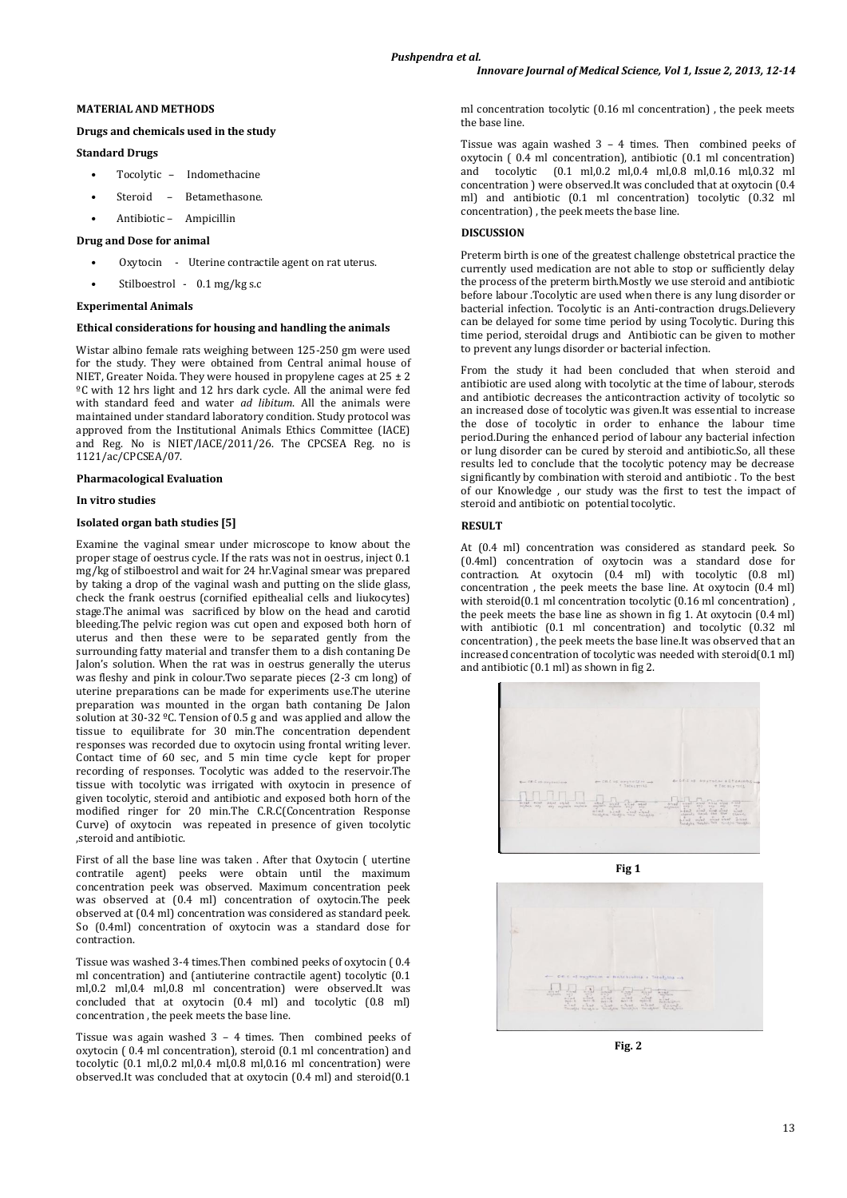## MATERIAL AND METHODS

### Drugs and chemicals used in the study

**Standard Drugs**

- Tocolytic – Indomethacine
- Steroid – Betamethasone.
- Antibiotic – Ampicillin

**Drug and Dose for animal**

- Oxytocin - Uterine contractile agent on rat uterus.
- Stilboestrol - 0.1 mg/kg s.c

### Experimental Animals

**Ethical considerations for housing and handling the animals**

Wistar albino female rats weighing between 125-250 gm were used for the study. They were obtained from Central animal house of NIET, Greater Noida. They were housed in propylene cages at 25 ± 2 ºC with 12 hrs light and 12 hrs dark cycle. All the animal were fed with standard feed and water *ad libitum*. All the animals were maintained under standard laboratory condition. Study protocol was approved from the Institutional Animals Ethics Committee (IACE) and Reg. No is NIET/IACE/2011/26. The CPCSEA Reg. no is 1121/ac/CPCSEA/07.

### Pharmacological Evaluation

**In vitro studies**

**Isolated organ bath studies [5]**

Examine the vaginal smear under microscope to know about the proper stage of oestrus cycle. If the rats was not in oestrus, inject 0.1 mg/kg of stilboestrol and wait for 24 hr.Vaginal smear was prepared by taking a drop of the vaginal wash and putting on the slide glass, check the frank oestrus (cornified epithealial cells and liukocytes) stage.The animal was sacrificed by blow on the head and carotid bleeding.The pelvic region was cut open and exposed both horn of uterus and then these were to be separated gently from the surrounding fatty material and transfer them to a dish contaning De Jalon's solution. When the rat was in oestrus generally the uterus was fleshy and pink in colour.Two separate pieces (2-3 cm long) of uterine preparations can be made for experiments use.The uterine preparation was mounted in the organ bath contaning De Jalon solution at 30-32 ºC. Tension of 0.5 g and was applied and allow the tissue to equilibrate for 30 min.The concentration dependent responses was recorded due to oxytocin using frontal writing lever. Contact time of 60 sec, and 5 min time cycle kept for proper recording of responses. Tocolytic was added to the reservoir.The tissue with tocolytic was irrigated with oxytocin in presence of given tocolytic, steroid and antibiotic and exposed both horn of the modified ringer for 20 min.The C.R.C(Concentration Response Curve) of oxytocin was repeated in presence of given tocolytic ,steroid and antibiotic.

First of all the base line was taken . After that Oxytocin ( utertine contratile agent) peeks were obtain until the maximum concentration peek was observed. Maximum concentration peek was observed at (0.4 ml) concentration of oxytocin.The peek observed at (0.4 ml) concentration was considered as standard peek. So (0.4ml) concentration of oxytocin was a standard dose for contraction.

Tissue was washed 3-4 times.Then combined peeks of oxytocin ( 0.4 ml concentration) and (antiuterine contractile agent) tocolytic (0.1 ml,0.2 ml,0.4 ml,0.8 ml concentration) were observed.It was concluded that at oxytocin (0.4 ml) and tocolytic (0.8 ml) concentration , the peek meets the base line.

Tissue was again washed 3 – 4 times. Then combined peeks of oxytocin ( 0.4 ml concentration), steroid (0.1 ml concentration) and tocolytic (0.1 ml,0.2 ml,0.4 ml,0.8 ml,0.16 ml concentration) were observed.It was concluded that at oxytocin (0.4 ml) and steroid(0.1 ml concentration tocolytic (0.16 ml concentration) , the peek meets the base line.

Tissue was again washed 3 – 4 times. Then combined peeks of oxytocin ( 0.4 ml concentration), antibiotic (0.1 ml concentration) and tocolytic (0.1 ml,0.2 ml,0.4 ml,0.8 ml,0.16 ml,0.32 ml concentration ) were observed.It was concluded that at oxytocin (0.4 ml) and antibiotic (0.1 ml concentration) tocolytic (0.32 ml concentration) , the peek meets the base line.

## DISCUSSION

Preterm birth is one of the greatest challenge obstetrical practice the currently used medication are not able to stop or sufficiently delay the process of the preterm birth.Mostly we use steroid and antibiotic before labour .Tocolytic are used when there is any lung disorder or bacterial infection. Tocolytic is an Anti-contraction drugs.Delievery can be delayed for some time period by using Tocolytic. During this time period, steroidal drugs and Antibiotic can be given to mother to prevent any lungs disorder or bacterial infection.

From the study it had been concluded that when steroid and antibiotic are used along with tocolytic at the time of labour, sterods and antibiotic decreases the anticontraction activity of tocolytic so an increased dose of tocolytic was given.It was essential to increase the dose of tocolytic in order to enhance the labour time period.During the enhanced period of labour any bacterial infection or lung disorder can be cured by steroid and antibiotic.So, all these results led to conclude that the tocolytic potency may be decrease significantly by combination with steroid and antibiotic . To the best of our Knowledge , our study was the first to test the impact of steroid and antibiotic on potential tocolytic.

## RESULT

At (0.4 ml) concentration was considered as standard peek. So (0.4ml) concentration of oxytocin was a standard dose for contraction. At oxytocin (0.4 ml) with tocolytic (0.8 ml) concentration , the peek meets the base line. At oxytocin (0.4 ml) with steroid(0.1 ml concentration tocolytic (0.16 ml concentration) , the peek meets the base line as shown in fig 1. At oxytocin (0.4 ml) with antibiotic (0.1 ml concentration) and tocolytic (0.32 ml concentration) , the peek meets the base line.It was observed that an increased concentration of tocolytic was needed with steroid(0.1 ml) and antibiotic (0.1 ml) as shown in fig 2.

**Fig 1**

**Fig. 2**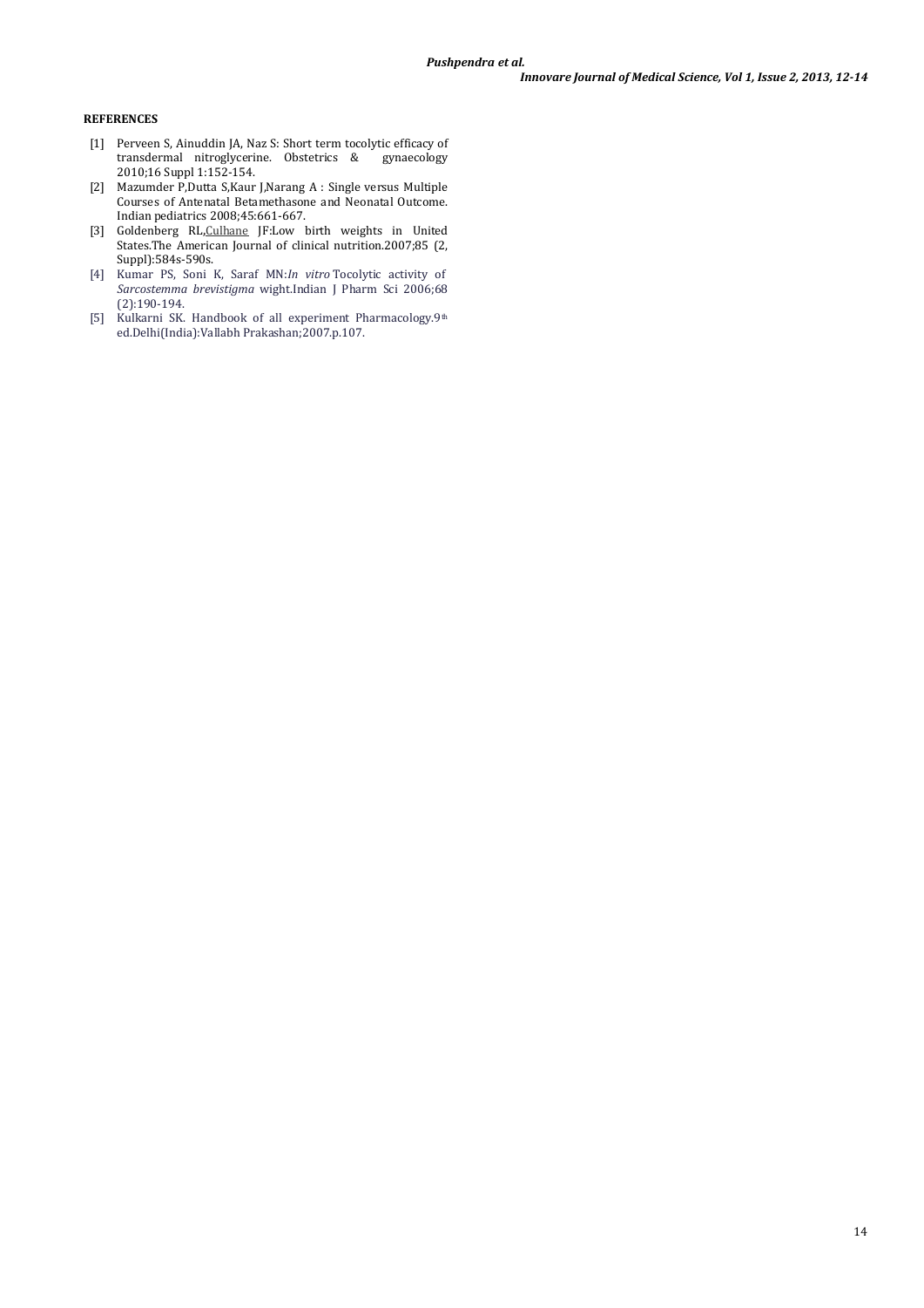**REFERENCES**

[1] Perveen S, Ainuddin JA, Naz S: Short term tocolytic efficacy of transdermal nitroglycerine. Obstetrics & gynaecology 2010;16 Suppl 1:152-154.

[2] Mazumder P,Dutta S,Kaur J,Narang A : Single versus Multiple Courses of Antenatal Betamethasone and Neonatal Outcome. Indian pediatrics 2008;45:661-667.

[3] Goldenberg RL,Culhane JF:Low birth weights in United States.The American Journal of clinical nutrition.2007;85 (2, Suppl):584s-590s.

[4] Kumar PS, Soni K, Saraf MN:*In vitro* Tocolytic activity of *Sarcostemma brevistigma* wight.Indian J Pharm Sci 2006;68 (2):190-194.

[5] Kulkarni SK. Handbook of all experiment Pharmacology.9th ed.Delhi(India):Vallabh Prakashan;2007.p.107.